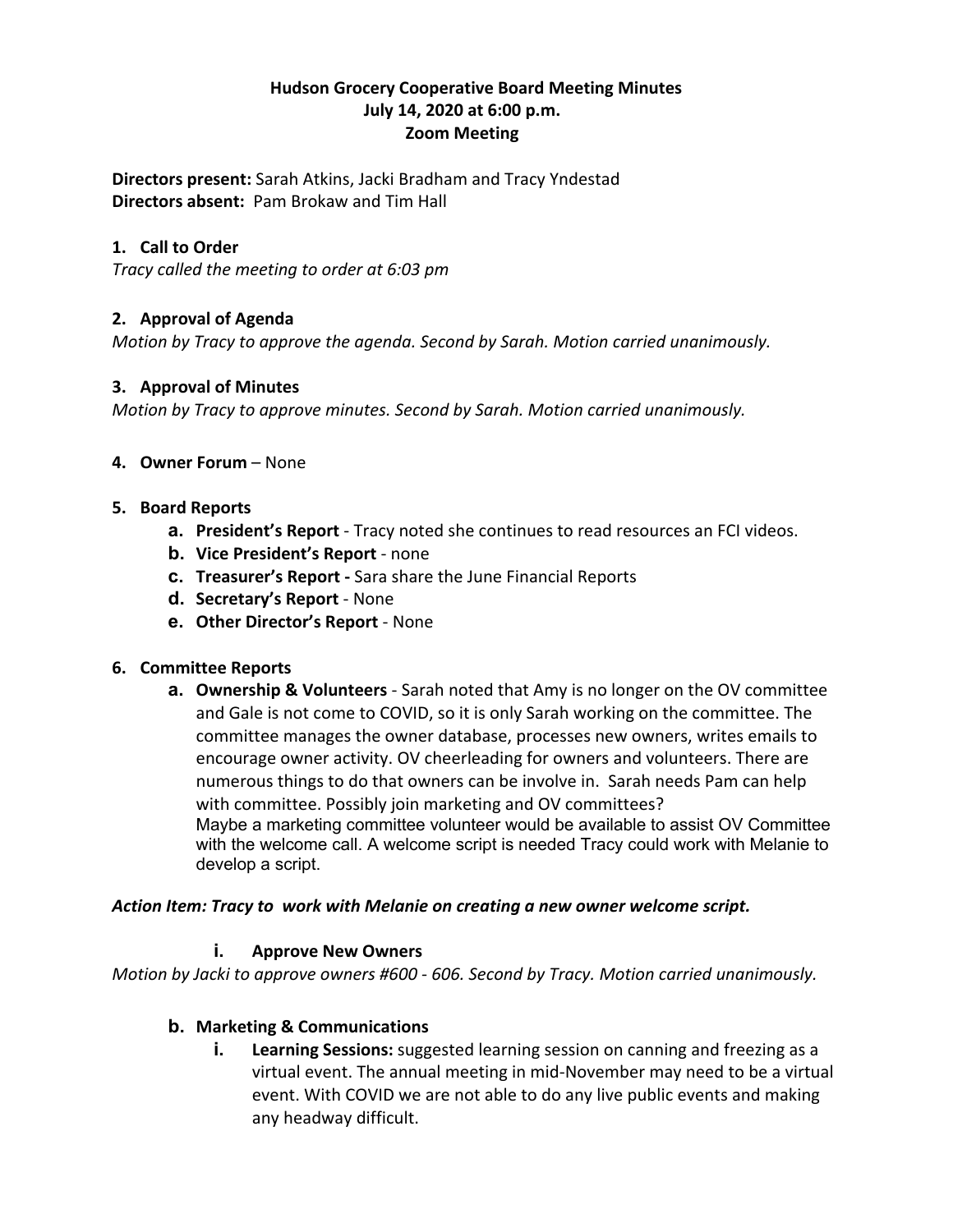**Hudson Grocery Cooperative Board Meeting Minutes**
**July 14, 2020 at 6:00 p.m.**
**Zoom Meeting**

**Directors present:** Sarah Atkins, Jacki Bradham and Tracy Yndestad
**Directors absent:** Pam Brokaw and Tim Hall

**1. Call to Order**

*Tracy called the meeting to order at 6:03 pm*

**2. Approval of Agenda**

*Motion by Tracy to approve the agenda. Second by Sarah. Motion carried unanimously.*

**3. Approval of Minutes**

*Motion by Tracy to approve minutes. Second by Sarah. Motion carried unanimously.*

**4. Owner Forum** – None

**5. Board Reports**

- **a. President's Report** - Tracy noted she continues to read resources an FCI videos.
- **b. Vice President's Report** - none
- **c. Treasurer's Report -** Sara share the June Financial Reports
- **d. Secretary's Report** - None
- **e. Other Director's Report** - None

**6. Committee Reports**

- **a. Ownership & Volunteers** - Sarah noted that Amy is no longer on the OV committee and Gale is not come to COVID, so it is only Sarah working on the committee. The committee manages the owner database, processes new owners, writes emails to encourage owner activity. OV cheerleading for owners and volunteers. There are numerous things to do that owners can be involve in. Sarah needs Pam can help with committee. Possibly join marketing and OV committees?
  Maybe a marketing committee volunteer would be available to assist OV Committee with the welcome call. A welcome script is needed Tracy could work with Melanie to develop a script.

***Action Item: Tracy to work with Melanie on creating a new owner welcome script.***

- **i. Approve New Owners**

*Motion by Jacki to approve owners #600 - 606. Second by Tracy. Motion carried unanimously.*

- **b. Marketing & Communications**
  - **i. Learning Sessions:** suggested learning session on canning and freezing as a virtual event. The annual meeting in mid-November may need to be a virtual event. With COVID we are not able to do any live public events and making any headway difficult.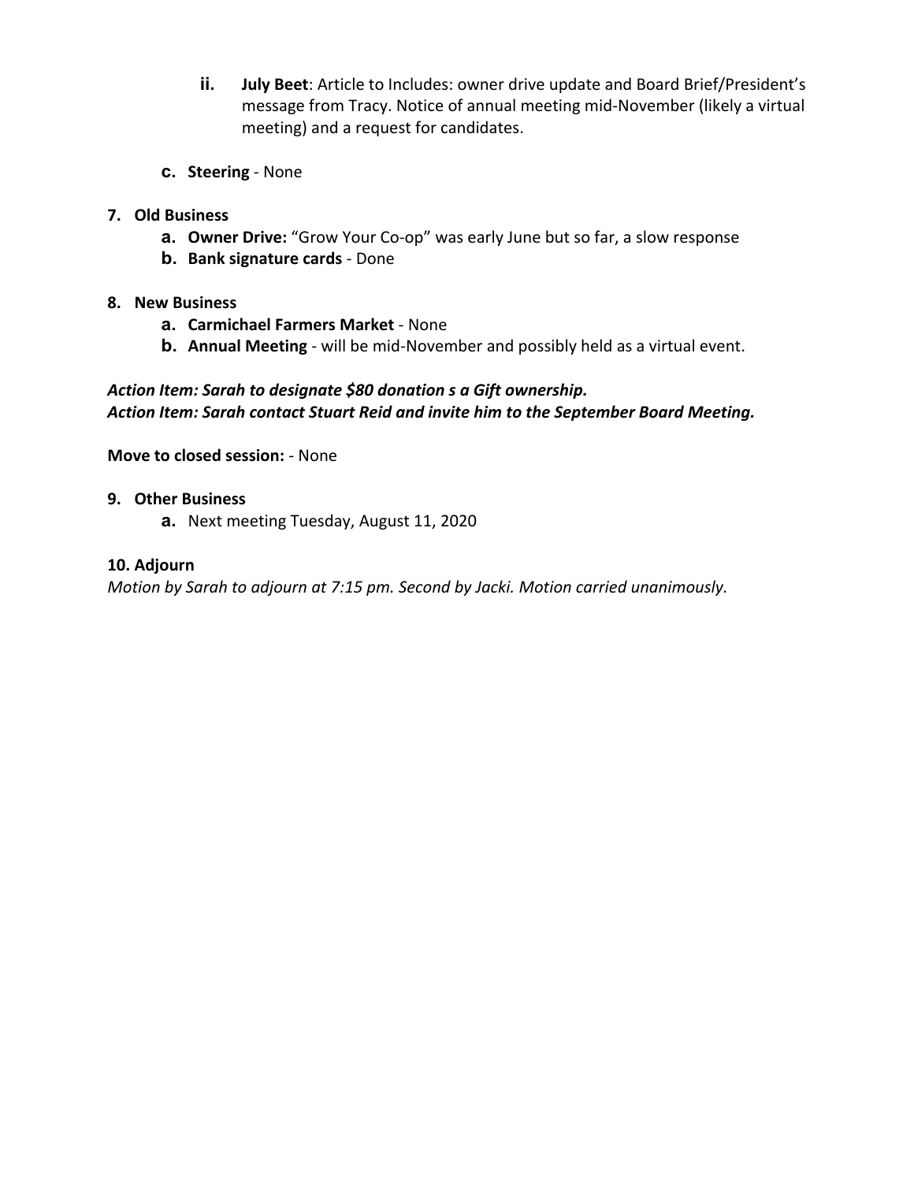- ii. **July Beet**: Article to Includes: owner drive update and Board Brief/President's message from Tracy. Notice of annual meeting mid-November (likely a virtual meeting) and a request for candidates.

c. **Steering** - None

7. **Old Business**
   a. **Owner Drive:** "Grow Your Co-op" was early June but so far, a slow response
   b. **Bank signature cards** - Done

8. **New Business**
   a. **Carmichael Farmers Market** - None
   b. **Annual Meeting** - will be mid-November and possibly held as a virtual event.

***Action Item: Sarah to designate $80 donation s a Gift ownership.***
***Action Item: Sarah contact Stuart Reid and invite him to the September Board Meeting.***

**Move to closed session:** - None

9. **Other Business**
   a. Next meeting Tuesday, August 11, 2020

**10. Adjourn**

*Motion by Sarah to adjourn at 7:15 pm. Second by Jacki. Motion carried unanimously.*